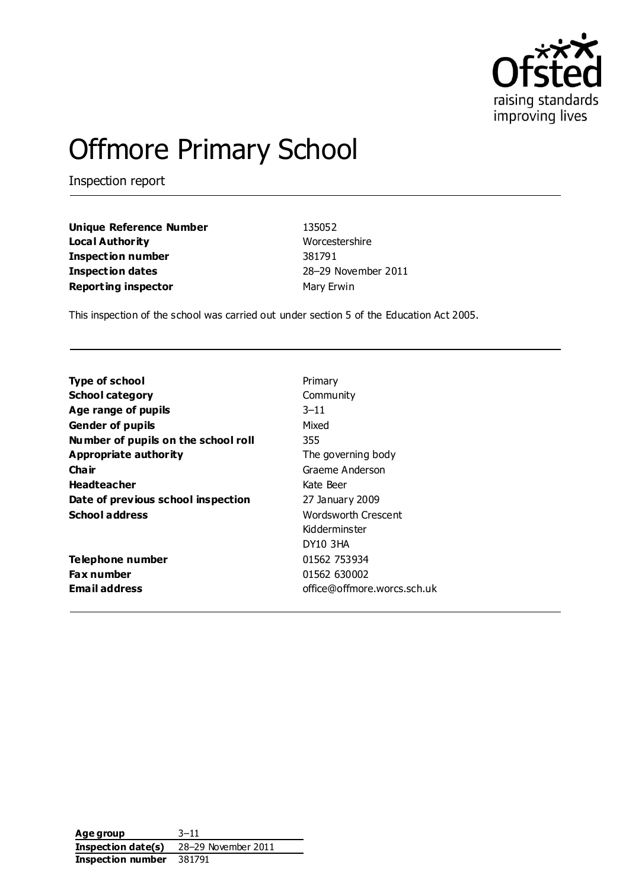# Offmore Primary School

Inspection report

| | |
|---|---|
| **Unique Reference Number** | 135052 |
| **Local Authority** | Worcestershire |
| **Inspection number** | 381791 |
| **Inspection dates** | 28–29 November 2011 |
| **Reporting inspector** | Mary Erwin |

This inspection of the school was carried out under section 5 of the Education Act 2005.

| | |
|---|---|
| **Type of school** | Primary |
| **School category** | Community |
| **Age range of pupils** | 3–11 |
| **Gender of pupils** | Mixed |
| **Number of pupils on the school roll** | 355 |
| **Appropriate authority** | The governing body |
| **Chair** | Graeme Anderson |
| **Headteacher** | Kate Beer |
| **Date of previous school inspection** | 27 January 2009 |
| **School address** | Wordsworth Crescent<br>Kidderminster<br>DY10 3HA |
| **Telephone number** | 01562 753934 |
| **Fax number** | 01562 630002 |
| **Email address** | office@offmore.worcs.sch.uk |

| | |
|---|---|
| **Age group** | 3–11 |
| **Inspection date(s)** | 28–29 November 2011 |
| **Inspection number** | 381791 |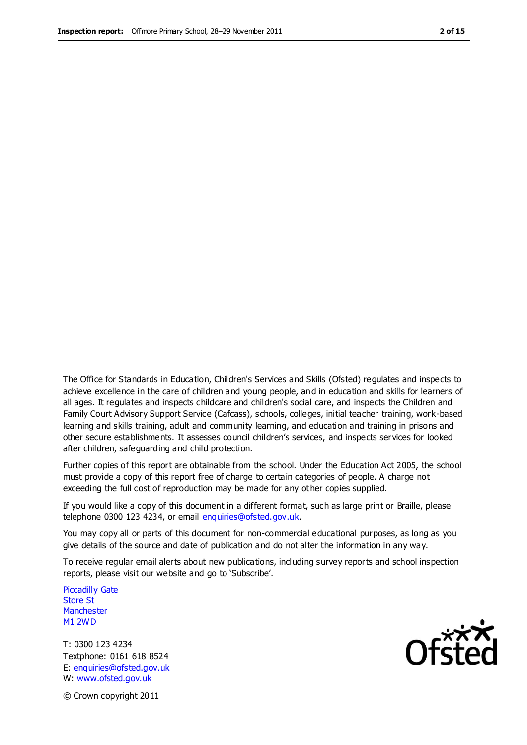The Office for Standards in Education, Children's Services and Skills (Ofsted) regulates and inspects to achieve excellence in the care of children and young people, and in education and skills for learners of all ages. It regulates and inspects childcare and children's social care, and inspects the Children and Family Court Advisory Support Service (Cafcass), schools, colleges, initial teacher training, work-based learning and skills training, adult and community learning, and education and training in prisons and other secure establishments. It assesses council children's services, and inspects services for looked after children, safeguarding and child protection.

Further copies of this report are obtainable from the school. Under the Education Act 2005, the school must provide a copy of this report free of charge to certain categories of people. A charge not exceeding the full cost of reproduction may be made for any other copies supplied.

If you would like a copy of this document in a different format, such as large print or Braille, please telephone 0300 123 4234, or email enquiries@ofsted.gov.uk.

You may copy all or parts of this document for non-commercial educational purposes, as long as you give details of the source and date of publication and do not alter the information in any way.

To receive regular email alerts about new publications, including survey reports and school inspection reports, please visit our website and go to 'Subscribe'.

Piccadilly Gate
Store St
Manchester
M1 2WD

T: 0300 123 4234
Textphone: 0161 618 8524
E: enquiries@ofsted.gov.uk
W: www.ofsted.gov.uk

© Crown copyright 2011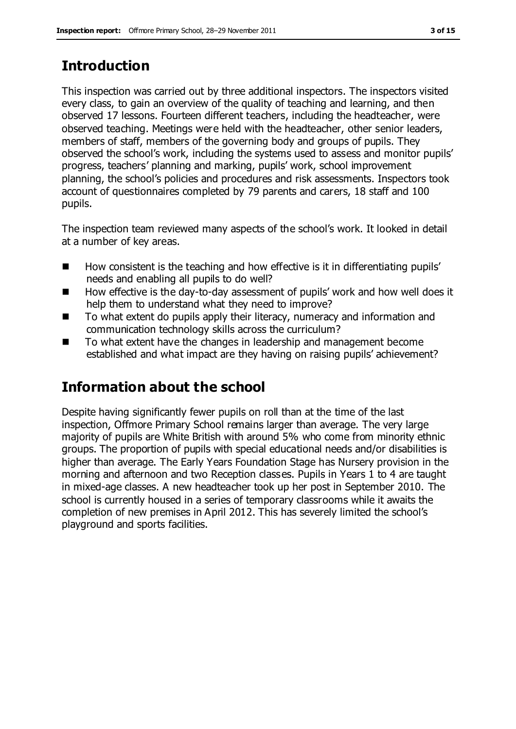## Introduction

This inspection was carried out by three additional inspectors. The inspectors visited every class, to gain an overview of the quality of teaching and learning, and then observed 17 lessons. Fourteen different teachers, including the headteacher, were observed teaching. Meetings were held with the headteacher, other senior leaders, members of staff, members of the governing body and groups of pupils. They observed the school's work, including the systems used to assess and monitor pupils' progress, teachers' planning and marking, pupils' work, school improvement planning, the school's policies and procedures and risk assessments. Inspectors took account of questionnaires completed by 79 parents and carers, 18 staff and 100 pupils.

The inspection team reviewed many aspects of the school's work. It looked in detail at a number of key areas.

- How consistent is the teaching and how effective is it in differentiating pupils' needs and enabling all pupils to do well?
- How effective is the day-to-day assessment of pupils' work and how well does it help them to understand what they need to improve?
- To what extent do pupils apply their literacy, numeracy and information and communication technology skills across the curriculum?
- To what extent have the changes in leadership and management become established and what impact are they having on raising pupils' achievement?

## Information about the school

Despite having significantly fewer pupils on roll than at the time of the last inspection, Offmore Primary School remains larger than average. The very large majority of pupils are White British with around 5% who come from minority ethnic groups. The proportion of pupils with special educational needs and/or disabilities is higher than average. The Early Years Foundation Stage has Nursery provision in the morning and afternoon and two Reception classes. Pupils in Years 1 to 4 are taught in mixed-age classes. A new headteacher took up her post in September 2010. The school is currently housed in a series of temporary classrooms while it awaits the completion of new premises in April 2012. This has severely limited the school's playground and sports facilities.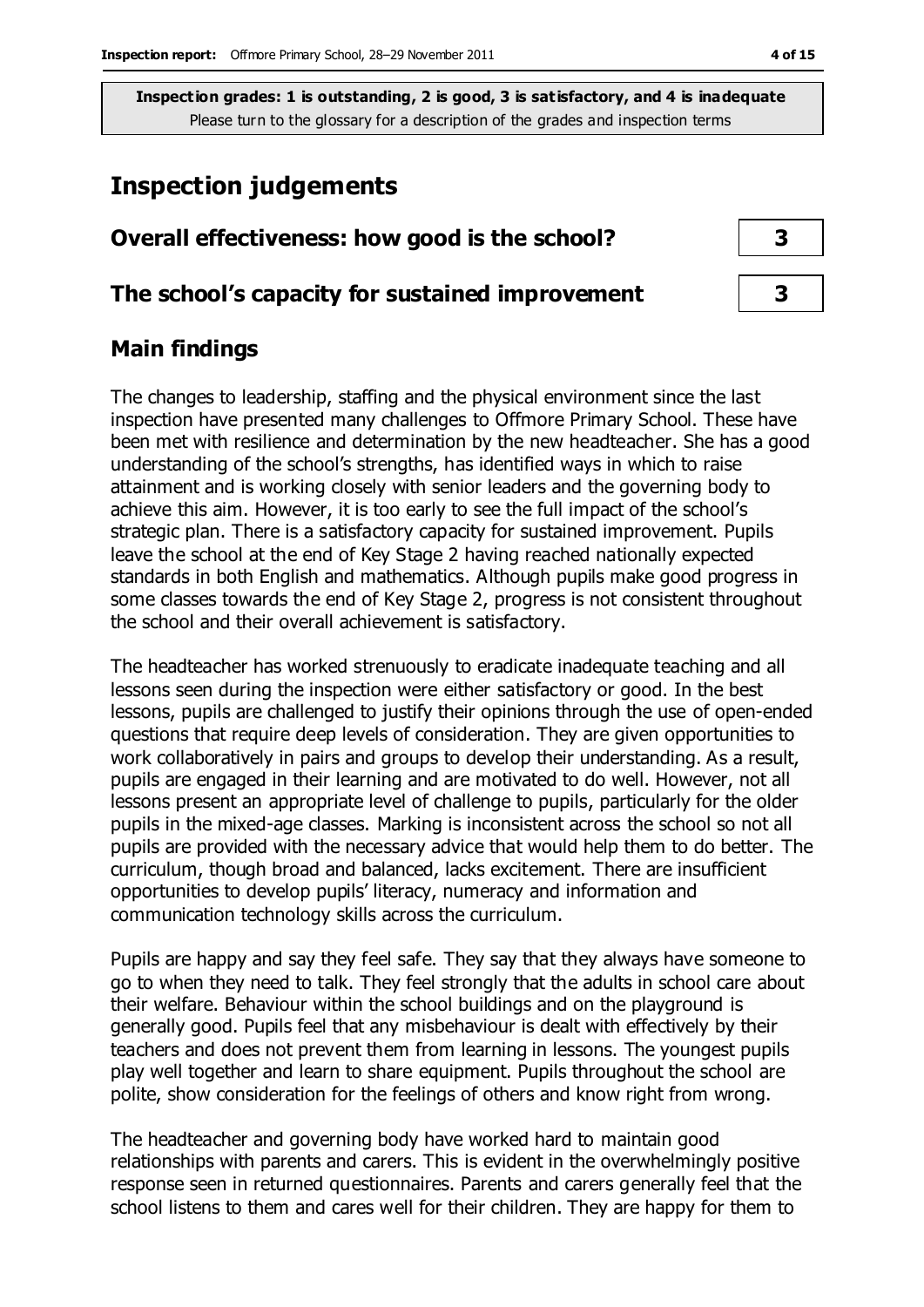**Inspection grades: 1 is outstanding, 2 is good, 3 is satisfactory, and 4 is inadequate**
Please turn to the glossary for a description of the grades and inspection terms

# Inspection judgements

| | |
|---|---|
| **Overall effectiveness: how good is the school?** | **3** |
| **The school's capacity for sustained improvement** | **3** |

## Main findings

The changes to leadership, staffing and the physical environment since the last inspection have presented many challenges to Offmore Primary School. These have been met with resilience and determination by the new headteacher. She has a good understanding of the school's strengths, has identified ways in which to raise attainment and is working closely with senior leaders and the governing body to achieve this aim. However, it is too early to see the full impact of the school's strategic plan. There is a satisfactory capacity for sustained improvement. Pupils leave the school at the end of Key Stage 2 having reached nationally expected standards in both English and mathematics. Although pupils make good progress in some classes towards the end of Key Stage 2, progress is not consistent throughout the school and their overall achievement is satisfactory.

The headteacher has worked strenuously to eradicate inadequate teaching and all lessons seen during the inspection were either satisfactory or good. In the best lessons, pupils are challenged to justify their opinions through the use of open-ended questions that require deep levels of consideration. They are given opportunities to work collaboratively in pairs and groups to develop their understanding. As a result, pupils are engaged in their learning and are motivated to do well. However, not all lessons present an appropriate level of challenge to pupils, particularly for the older pupils in the mixed-age classes. Marking is inconsistent across the school so not all pupils are provided with the necessary advice that would help them to do better. The curriculum, though broad and balanced, lacks excitement. There are insufficient opportunities to develop pupils' literacy, numeracy and information and communication technology skills across the curriculum.

Pupils are happy and say they feel safe. They say that they always have someone to go to when they need to talk. They feel strongly that the adults in school care about their welfare. Behaviour within the school buildings and on the playground is generally good. Pupils feel that any misbehaviour is dealt with effectively by their teachers and does not prevent them from learning in lessons. The youngest pupils play well together and learn to share equipment. Pupils throughout the school are polite, show consideration for the feelings of others and know right from wrong.

The headteacher and governing body have worked hard to maintain good relationships with parents and carers. This is evident in the overwhelmingly positive response seen in returned questionnaires. Parents and carers generally feel that the school listens to them and cares well for their children. They are happy for them to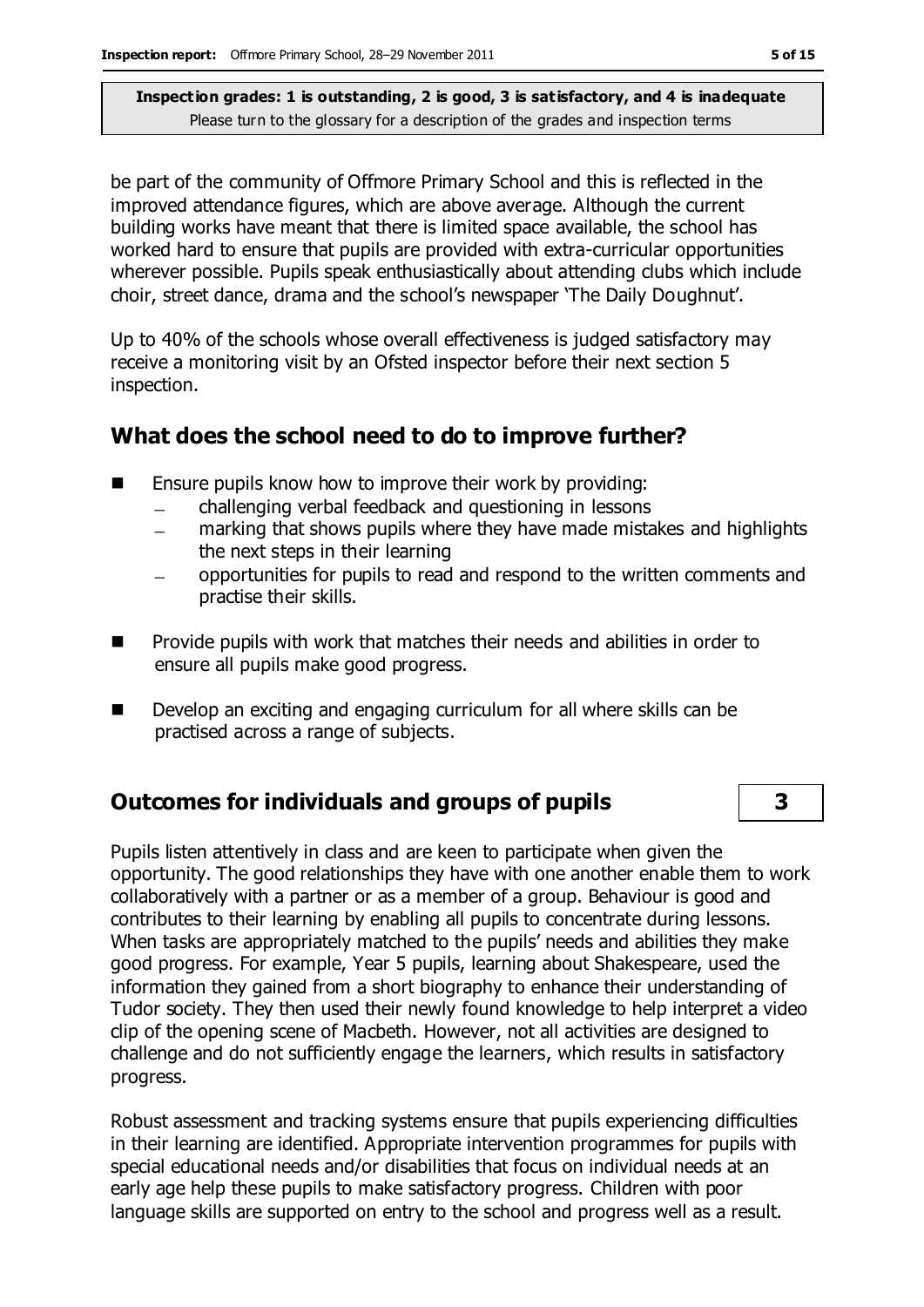be part of the community of Offmore Primary School and this is reflected in the improved attendance figures, which are above average. Although the current building works have meant that there is limited space available, the school has worked hard to ensure that pupils are provided with extra-curricular opportunities wherever possible. Pupils speak enthusiastically about attending clubs which include choir, street dance, drama and the school's newspaper 'The Daily Doughnut'.

Up to 40% of the schools whose overall effectiveness is judged satisfactory may receive a monitoring visit by an Ofsted inspector before their next section 5 inspection.

## What does the school need to do to improve further?

- Ensure pupils know how to improve their work by providing:
  - challenging verbal feedback and questioning in lessons
  - marking that shows pupils where they have made mistakes and highlights the next steps in their learning
  - opportunities for pupils to read and respond to the written comments and practise their skills.
- Provide pupils with work that matches their needs and abilities in order to ensure all pupils make good progress.
- Develop an exciting and engaging curriculum for all where skills can be practised across a range of subjects.

## Outcomes for individuals and groups of pupils — 3

Pupils listen attentively in class and are keen to participate when given the opportunity. The good relationships they have with one another enable them to work collaboratively with a partner or as a member of a group. Behaviour is good and contributes to their learning by enabling all pupils to concentrate during lessons. When tasks are appropriately matched to the pupils' needs and abilities they make good progress. For example, Year 5 pupils, learning about Shakespeare, used the information they gained from a short biography to enhance their understanding of Tudor society. They then used their newly found knowledge to help interpret a video clip of the opening scene of Macbeth. However, not all activities are designed to challenge and do not sufficiently engage the learners, which results in satisfactory progress.

Robust assessment and tracking systems ensure that pupils experiencing difficulties in their learning are identified. Appropriate intervention programmes for pupils with special educational needs and/or disabilities that focus on individual needs at an early age help these pupils to make satisfactory progress. Children with poor language skills are supported on entry to the school and progress well as a result.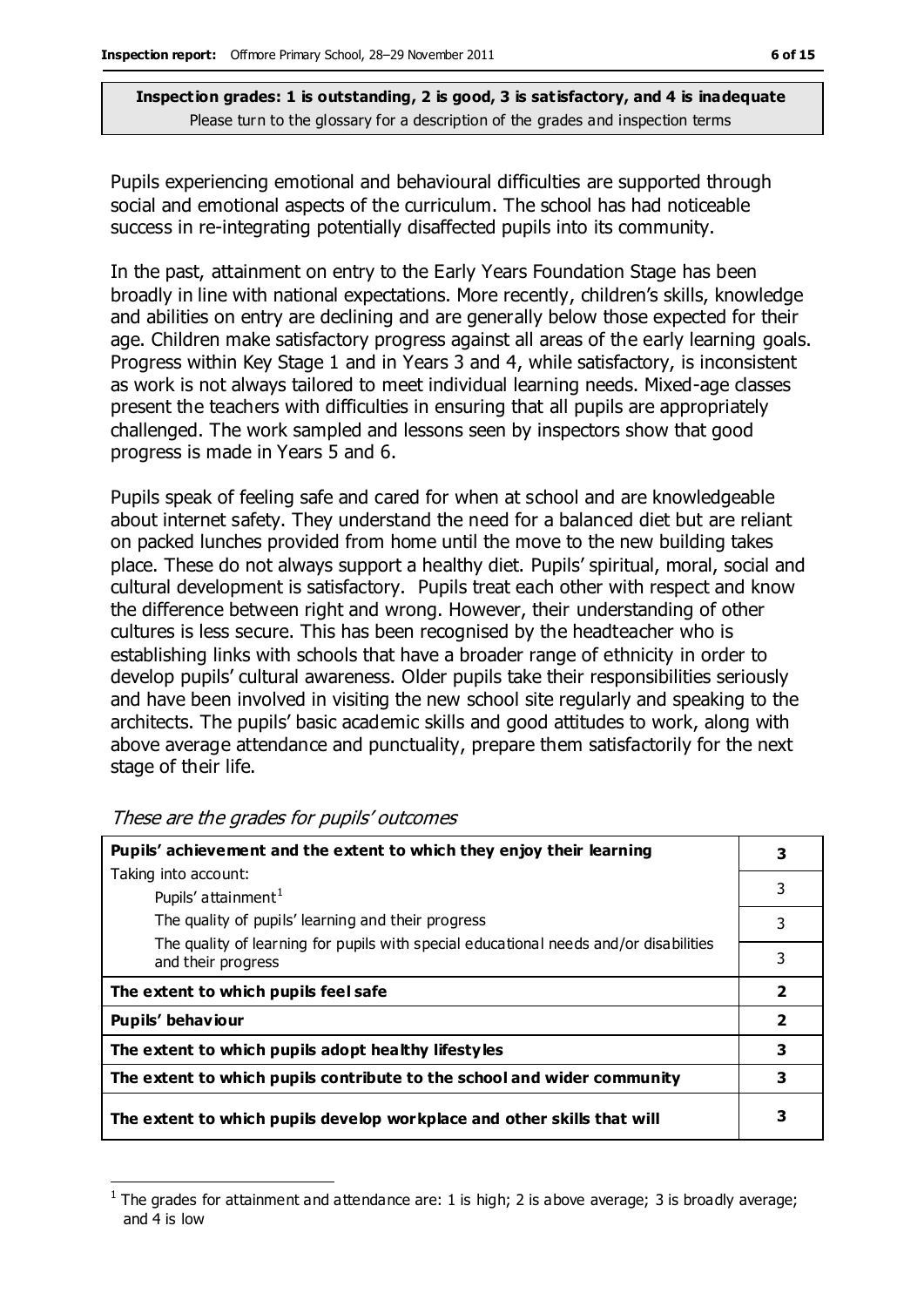**Inspection grades: 1 is outstanding, 2 is good, 3 is satisfactory, and 4 is inadequate**
Please turn to the glossary for a description of the grades and inspection terms

Pupils experiencing emotional and behavioural difficulties are supported through social and emotional aspects of the curriculum. The school has had noticeable success in re-integrating potentially disaffected pupils into its community.

In the past, attainment on entry to the Early Years Foundation Stage has been broadly in line with national expectations. More recently, children's skills, knowledge and abilities on entry are declining and are generally below those expected for their age. Children make satisfactory progress against all areas of the early learning goals. Progress within Key Stage 1 and in Years 3 and 4, while satisfactory, is inconsistent as work is not always tailored to meet individual learning needs. Mixed-age classes present the teachers with difficulties in ensuring that all pupils are appropriately challenged. The work sampled and lessons seen by inspectors show that good progress is made in Years 5 and 6.

Pupils speak of feeling safe and cared for when at school and are knowledgeable about internet safety. They understand the need for a balanced diet but are reliant on packed lunches provided from home until the move to the new building takes place. These do not always support a healthy diet. Pupils' spiritual, moral, social and cultural development is satisfactory. Pupils treat each other with respect and know the difference between right and wrong. However, their understanding of other cultures is less secure. This has been recognised by the headteacher who is establishing links with schools that have a broader range of ethnicity in order to develop pupils' cultural awareness. Older pupils take their responsibilities seriously and have been involved in visiting the new school site regularly and speaking to the architects. The pupils' basic academic skills and good attitudes to work, along with above average attendance and punctuality, prepare them satisfactorily for the next stage of their life.

*These are the grades for pupils' outcomes*

| | |
|---|---|
| **Pupils' achievement and the extent to which they enjoy their learning** | **3** |
| Taking into account: Pupils' attainment[1] | 3 |
| The quality of pupils' learning and their progress | 3 |
| The quality of learning for pupils with special educational needs and/or disabilities and their progress | 3 |
| **The extent to which pupils feel safe** | **2** |
| **Pupils' behaviour** | **2** |
| **The extent to which pupils adopt healthy lifestyles** | **3** |
| **The extent to which pupils contribute to the school and wider community** | **3** |
| **The extent to which pupils develop workplace and other skills that will** | **3** |

[1] The grades for attainment and attendance are: 1 is high; 2 is above average; 3 is broadly average; and 4 is low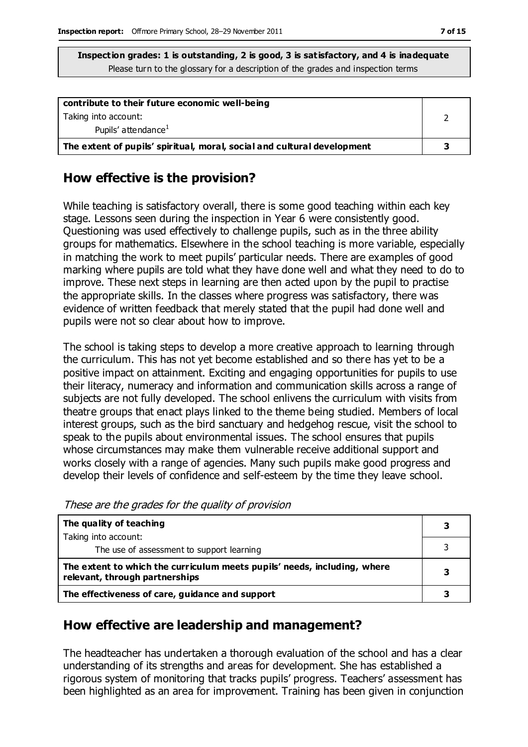**Inspection grades: 1 is outstanding, 2 is good, 3 is satisfactory, and 4 is inadequate**
Please turn to the glossary for a description of the grades and inspection terms

| | |
|---|---|
| **contribute to their future economic well-being**<br>Taking into account:<br>Pupils' attendance[1] | 2 |
| **The extent of pupils' spiritual, moral, social and cultural development** | **3** |

## How effective is the provision?

While teaching is satisfactory overall, there is some good teaching within each key stage. Lessons seen during the inspection in Year 6 were consistently good. Questioning was used effectively to challenge pupils, such as in the three ability groups for mathematics. Elsewhere in the school teaching is more variable, especially in matching the work to meet pupils' particular needs. There are examples of good marking where pupils are told what they have done well and what they need to do to improve. These next steps in learning are then acted upon by the pupil to practise the appropriate skills. In the classes where progress was satisfactory, there was evidence of written feedback that merely stated that the pupil had done well and pupils were not so clear about how to improve.

The school is taking steps to develop a more creative approach to learning through the curriculum. This has not yet become established and so there has yet to be a positive impact on attainment. Exciting and engaging opportunities for pupils to use their literacy, numeracy and information and communication skills across a range of subjects are not fully developed. The school enlivens the curriculum with visits from theatre groups that enact plays linked to the theme being studied. Members of local interest groups, such as the bird sanctuary and hedgehog rescue, visit the school to speak to the pupils about environmental issues. The school ensures that pupils whose circumstances may make them vulnerable receive additional support and works closely with a range of agencies. Many such pupils make good progress and develop their levels of confidence and self-esteem by the time they leave school.

*These are the grades for the quality of provision*

| | |
|---|---|
| **The quality of teaching**<br>Taking into account: | **3** |
| The use of assessment to support learning | 3 |
| **The extent to which the curriculum meets pupils' needs, including, where relevant, through partnerships** | **3** |
| **The effectiveness of care, guidance and support** | **3** |

## How effective are leadership and management?

The headteacher has undertaken a thorough evaluation of the school and has a clear understanding of its strengths and areas for development. She has established a rigorous system of monitoring that tracks pupils' progress. Teachers' assessment has been highlighted as an area for improvement. Training has been given in conjunction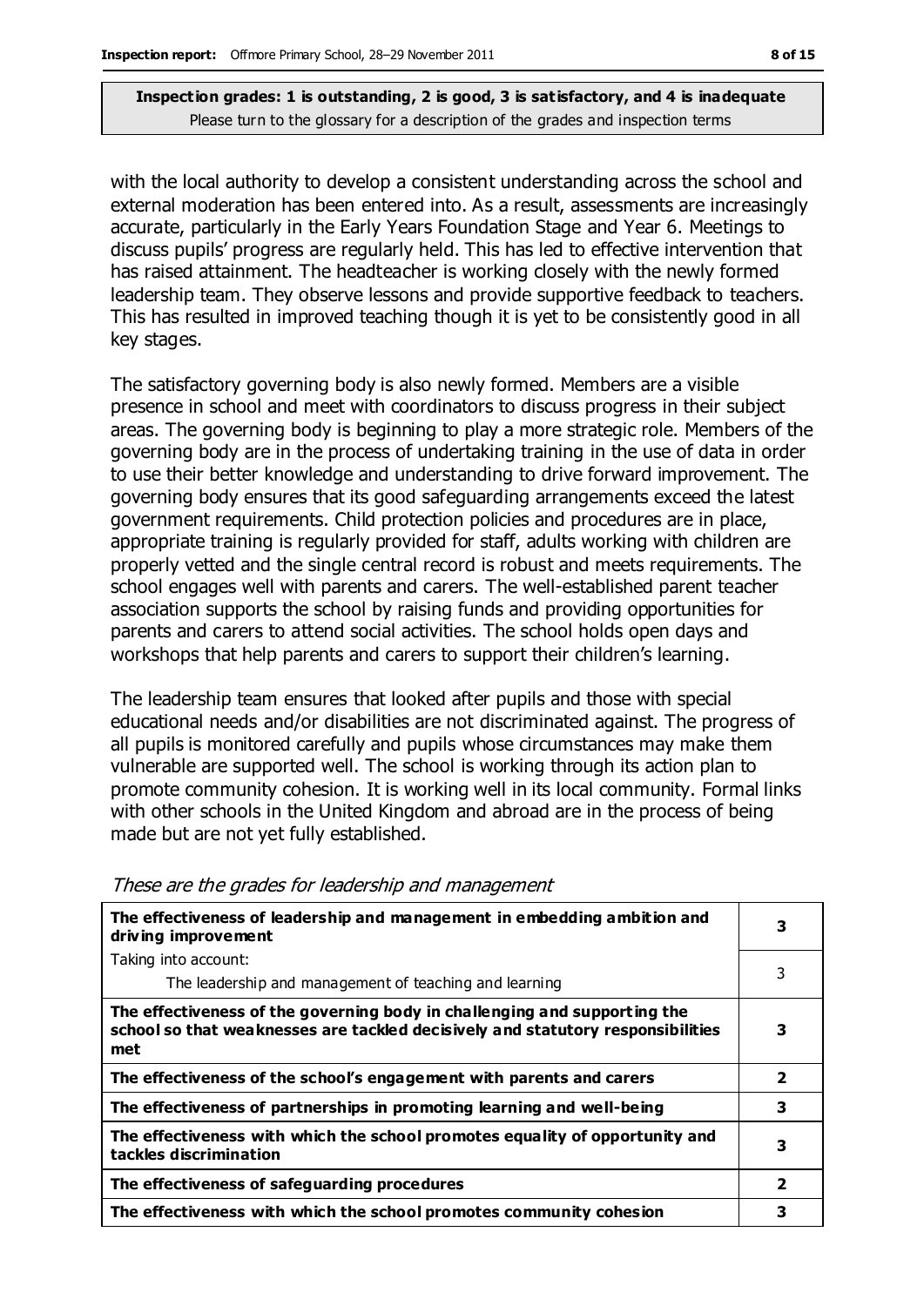with the local authority to develop a consistent understanding across the school and external moderation has been entered into. As a result, assessments are increasingly accurate, particularly in the Early Years Foundation Stage and Year 6. Meetings to discuss pupils' progress are regularly held. This has led to effective intervention that has raised attainment. The headteacher is working closely with the newly formed leadership team. They observe lessons and provide supportive feedback to teachers. This has resulted in improved teaching though it is yet to be consistently good in all key stages.

The satisfactory governing body is also newly formed. Members are a visible presence in school and meet with coordinators to discuss progress in their subject areas. The governing body is beginning to play a more strategic role. Members of the governing body are in the process of undertaking training in the use of data in order to use their better knowledge and understanding to drive forward improvement. The governing body ensures that its good safeguarding arrangements exceed the latest government requirements. Child protection policies and procedures are in place, appropriate training is regularly provided for staff, adults working with children are properly vetted and the single central record is robust and meets requirements. The school engages well with parents and carers. The well-established parent teacher association supports the school by raising funds and providing opportunities for parents and carers to attend social activities. The school holds open days and workshops that help parents and carers to support their children's learning.

The leadership team ensures that looked after pupils and those with special educational needs and/or disabilities are not discriminated against. The progress of all pupils is monitored carefully and pupils whose circumstances may make them vulnerable are supported well. The school is working through its action plan to promote community cohesion. It is working well in its local community. Formal links with other schools in the United Kingdom and abroad are in the process of being made but are not yet fully established.

*These are the grades for leadership and management*

| | |
|---|---|
| **The effectiveness of leadership and management in embedding ambition and driving improvement** | **3** |
| Taking into account: The leadership and management of teaching and learning | 3 |
| **The effectiveness of the governing body in challenging and supporting the school so that weaknesses are tackled decisively and statutory responsibilities met** | **3** |
| **The effectiveness of the school's engagement with parents and carers** | **2** |
| **The effectiveness of partnerships in promoting learning and well-being** | **3** |
| **The effectiveness with which the school promotes equality of opportunity and tackles discrimination** | **3** |
| **The effectiveness of safeguarding procedures** | **2** |
| **The effectiveness with which the school promotes community cohesion** | **3** |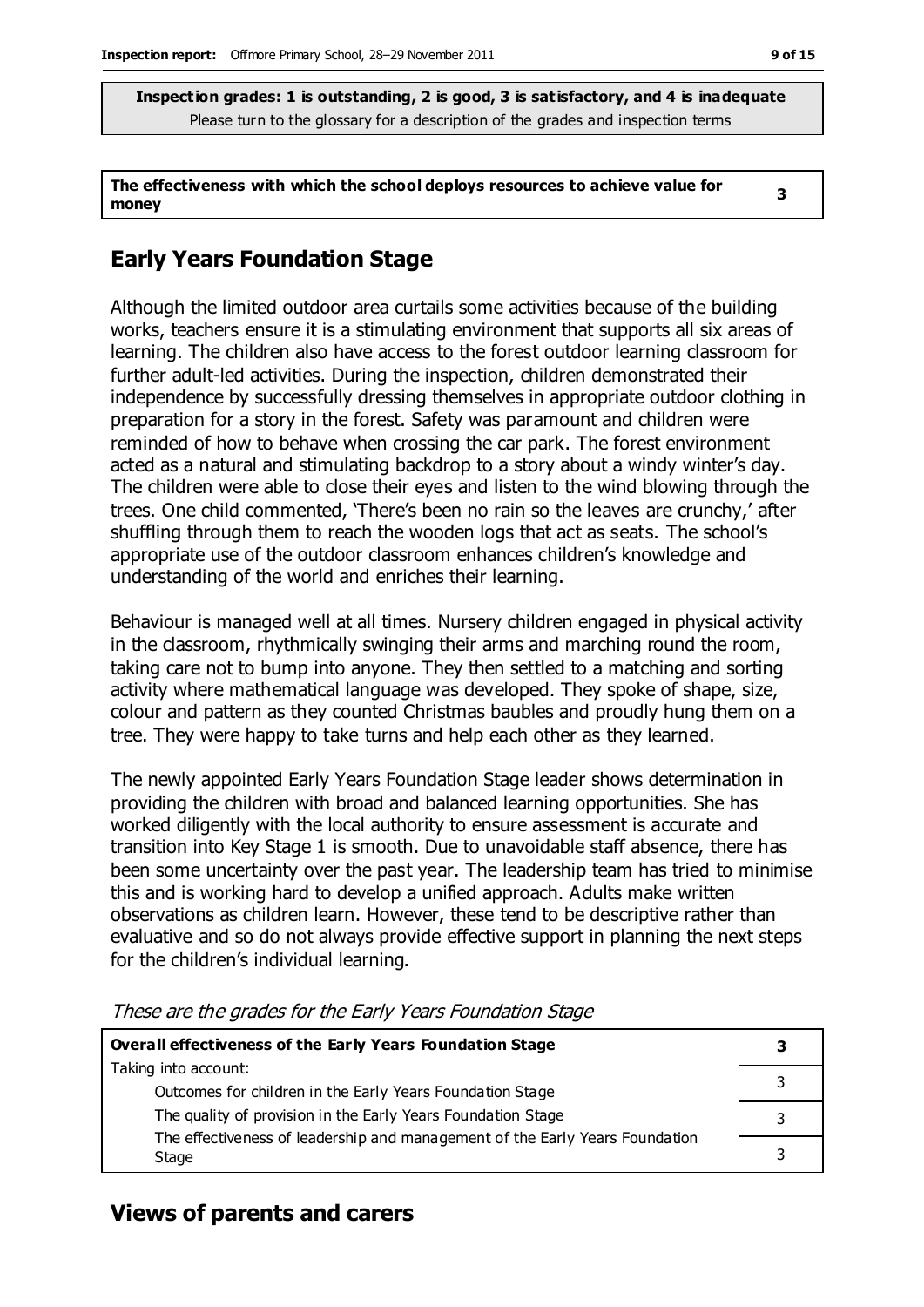**Inspection grades: 1 is outstanding, 2 is good, 3 is satisfactory, and 4 is inadequate**
Please turn to the glossary for a description of the grades and inspection terms

| The effectiveness with which the school deploys resources to achieve value for money | 3 |
|---|---|

## Early Years Foundation Stage

Although the limited outdoor area curtails some activities because of the building works, teachers ensure it is a stimulating environment that supports all six areas of learning. The children also have access to the forest outdoor learning classroom for further adult-led activities. During the inspection, children demonstrated their independence by successfully dressing themselves in appropriate outdoor clothing in preparation for a story in the forest. Safety was paramount and children were reminded of how to behave when crossing the car park. The forest environment acted as a natural and stimulating backdrop to a story about a windy winter's day. The children were able to close their eyes and listen to the wind blowing through the trees. One child commented, 'There's been no rain so the leaves are crunchy,' after shuffling through them to reach the wooden logs that act as seats. The school's appropriate use of the outdoor classroom enhances children's knowledge and understanding of the world and enriches their learning.

Behaviour is managed well at all times. Nursery children engaged in physical activity in the classroom, rhythmically swinging their arms and marching round the room, taking care not to bump into anyone. They then settled to a matching and sorting activity where mathematical language was developed. They spoke of shape, size, colour and pattern as they counted Christmas baubles and proudly hung them on a tree. They were happy to take turns and help each other as they learned.

The newly appointed Early Years Foundation Stage leader shows determination in providing the children with broad and balanced learning opportunities. She has worked diligently with the local authority to ensure assessment is accurate and transition into Key Stage 1 is smooth. Due to unavoidable staff absence, there has been some uncertainty over the past year. The leadership team has tried to minimise this and is working hard to develop a unified approach. Adults make written observations as children learn. However, these tend to be descriptive rather than evaluative and so do not always provide effective support in planning the next steps for the children's individual learning.

*These are the grades for the Early Years Foundation Stage*

| **Overall effectiveness of the Early Years Foundation Stage** | **3** |
|---|---|
| Taking into account: Outcomes for children in the Early Years Foundation Stage | 3 |
| The quality of provision in the Early Years Foundation Stage | 3 |
| The effectiveness of leadership and management of the Early Years Foundation Stage | 3 |

## Views of parents and carers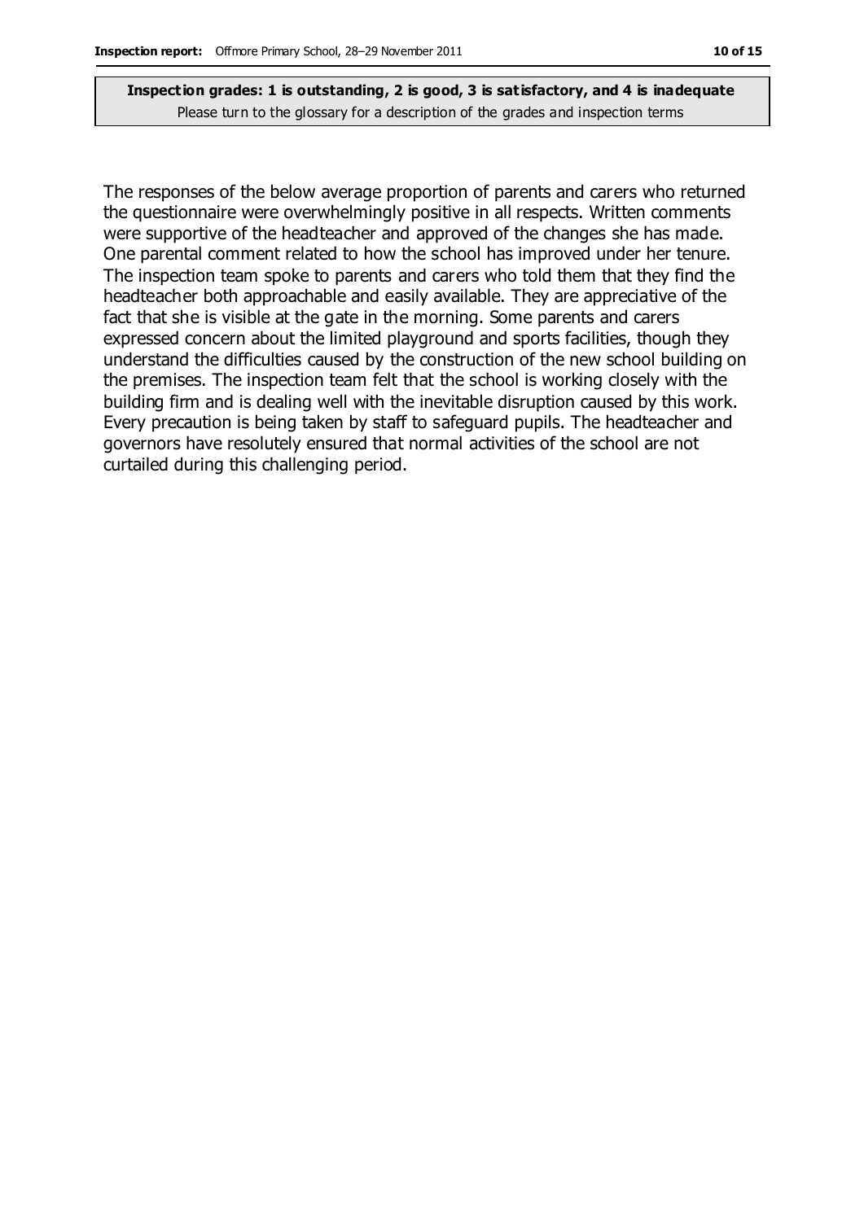The responses of the below average proportion of parents and carers who returned the questionnaire were overwhelmingly positive in all respects. Written comments were supportive of the headteacher and approved of the changes she has made. One parental comment related to how the school has improved under her tenure. The inspection team spoke to parents and carers who told them that they find the headteacher both approachable and easily available. They are appreciative of the fact that she is visible at the gate in the morning. Some parents and carers expressed concern about the limited playground and sports facilities, though they understand the difficulties caused by the construction of the new school building on the premises. The inspection team felt that the school is working closely with the building firm and is dealing well with the inevitable disruption caused by this work. Every precaution is being taken by staff to safeguard pupils. The headteacher and governors have resolutely ensured that normal activities of the school are not curtailed during this challenging period.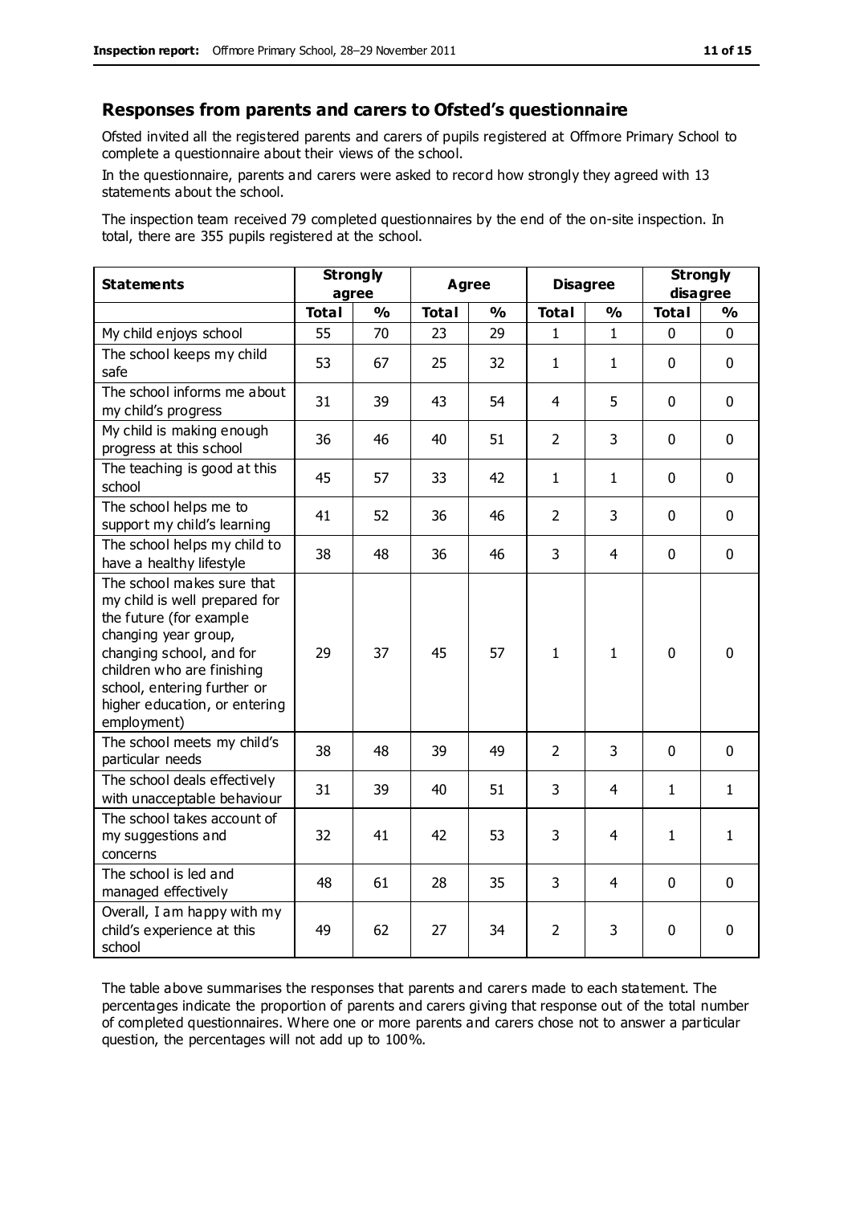## Responses from parents and carers to Ofsted's questionnaire

Ofsted invited all the registered parents and carers of pupils registered at Offmore Primary School to complete a questionnaire about their views of the school.

In the questionnaire, parents and carers were asked to record how strongly they agreed with 13 statements about the school.

The inspection team received 79 completed questionnaires by the end of the on-site inspection. In total, there are 355 pupils registered at the school.

| Statements | Strongly agree | | Agree | | Disagree | | Strongly disagree | |
|---|---|---|---|---|---|---|---|---|
| | **Total** | **%** | **Total** | **%** | **Total** | **%** | **Total** | **%** |
| My child enjoys school | 55 | 70 | 23 | 29 | 1 | 1 | 0 | 0 |
| The school keeps my child safe | 53 | 67 | 25 | 32 | 1 | 1 | 0 | 0 |
| The school informs me about my child's progress | 31 | 39 | 43 | 54 | 4 | 5 | 0 | 0 |
| My child is making enough progress at this school | 36 | 46 | 40 | 51 | 2 | 3 | 0 | 0 |
| The teaching is good at this school | 45 | 57 | 33 | 42 | 1 | 1 | 0 | 0 |
| The school helps me to support my child's learning | 41 | 52 | 36 | 46 | 2 | 3 | 0 | 0 |
| The school helps my child to have a healthy lifestyle | 38 | 48 | 36 | 46 | 3 | 4 | 0 | 0 |
| The school makes sure that my child is well prepared for the future (for example changing year group, changing school, and for children who are finishing school, entering further or higher education, or entering employment) | 29 | 37 | 45 | 57 | 1 | 1 | 0 | 0 |
| The school meets my child's particular needs | 38 | 48 | 39 | 49 | 2 | 3 | 0 | 0 |
| The school deals effectively with unacceptable behaviour | 31 | 39 | 40 | 51 | 3 | 4 | 1 | 1 |
| The school takes account of my suggestions and concerns | 32 | 41 | 42 | 53 | 3 | 4 | 1 | 1 |
| The school is led and managed effectively | 48 | 61 | 28 | 35 | 3 | 4 | 0 | 0 |
| Overall, I am happy with my child's experience at this school | 49 | 62 | 27 | 34 | 2 | 3 | 0 | 0 |

The table above summarises the responses that parents and carers made to each statement. The percentages indicate the proportion of parents and carers giving that response out of the total number of completed questionnaires. Where one or more parents and carers chose not to answer a particular question, the percentages will not add up to 100%.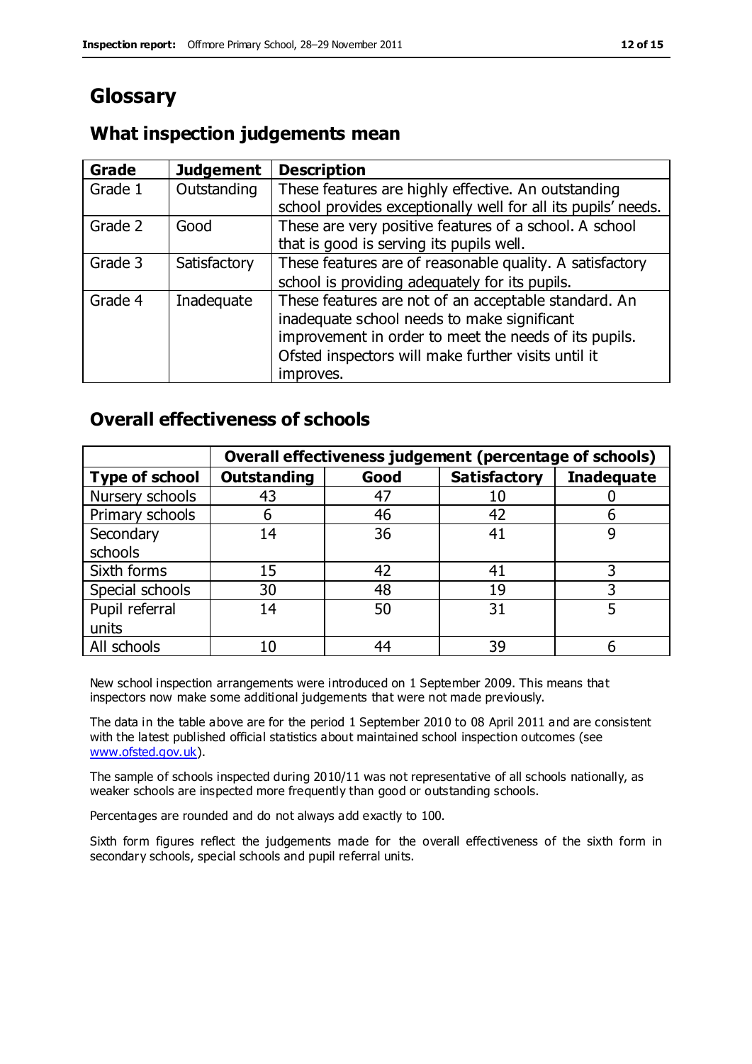# Glossary

## What inspection judgements mean

| Grade | Judgement | Description |
|---|---|---|
| Grade 1 | Outstanding | These features are highly effective. An outstanding school provides exceptionally well for all its pupils' needs. |
| Grade 2 | Good | These are very positive features of a school. A school that is good is serving its pupils well. |
| Grade 3 | Satisfactory | These features are of reasonable quality. A satisfactory school is providing adequately for its pupils. |
| Grade 4 | Inadequate | These features are not of an acceptable standard. An inadequate school needs to make significant improvement in order to meet the needs of its pupils. Ofsted inspectors will make further visits until it improves. |

## Overall effectiveness of schools

| | Overall effectiveness judgement (percentage of schools) | | | |
|---|---|---|---|---|
| **Type of school** | **Outstanding** | **Good** | **Satisfactory** | **Inadequate** |
| Nursery schools | 43 | 47 | 10 | 0 |
| Primary schools | 6 | 46 | 42 | 6 |
| Secondary schools | 14 | 36 | 41 | 9 |
| Sixth forms | 15 | 42 | 41 | 3 |
| Special schools | 30 | 48 | 19 | 3 |
| Pupil referral units | 14 | 50 | 31 | 5 |
| All schools | 10 | 44 | 39 | 6 |

New school inspection arrangements were introduced on 1 September 2009. This means that inspectors now make some additional judgements that were not made previously.

The data in the table above are for the period 1 September 2010 to 08 April 2011 and are consistent with the latest published official statistics about maintained school inspection outcomes (see www.ofsted.gov.uk).

The sample of schools inspected during 2010/11 was not representative of all schools nationally, as weaker schools are inspected more frequently than good or outstanding schools.

Percentages are rounded and do not always add exactly to 100.

Sixth form figures reflect the judgements made for the overall effectiveness of the sixth form in secondary schools, special schools and pupil referral units.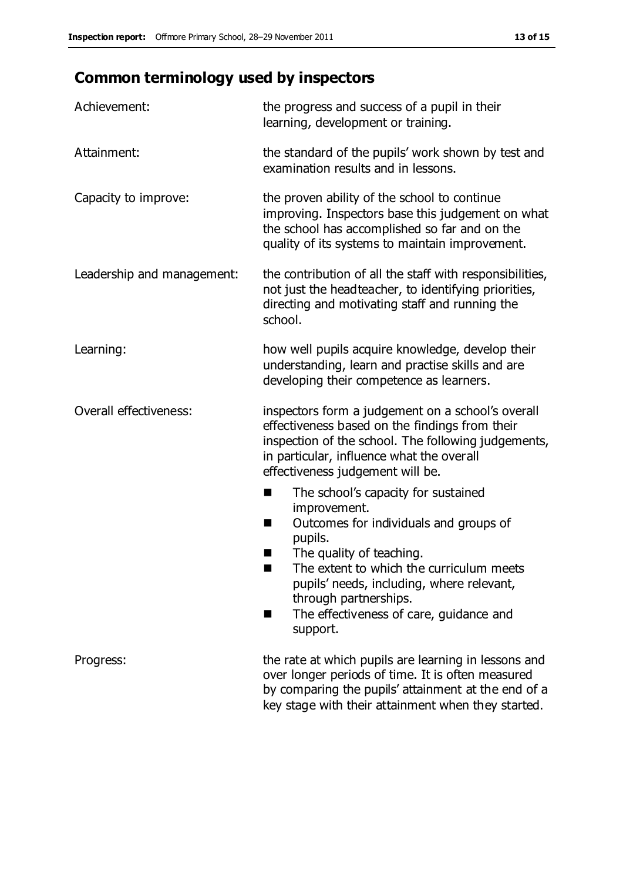## Common terminology used by inspectors

| | |
|---|---|
| Achievement: | the progress and success of a pupil in their learning, development or training. |
| Attainment: | the standard of the pupils' work shown by test and examination results and in lessons. |
| Capacity to improve: | the proven ability of the school to continue improving. Inspectors base this judgement on what the school has accomplished so far and on the quality of its systems to maintain improvement. |
| Leadership and management: | the contribution of all the staff with responsibilities, not just the headteacher, to identifying priorities, directing and motivating staff and running the school. |
| Learning: | how well pupils acquire knowledge, develop their understanding, learn and practise skills and are developing their competence as learners. |
| Overall effectiveness: | inspectors form a judgement on a school's overall effectiveness based on the findings from their inspection of the school. The following judgements, in particular, influence what the overall effectiveness judgement will be. <br>■ The school's capacity for sustained improvement.<br>■ Outcomes for individuals and groups of pupils.<br>■ The quality of teaching.<br>■ The extent to which the curriculum meets pupils' needs, including, where relevant, through partnerships.<br>■ The effectiveness of care, guidance and support. |
| Progress: | the rate at which pupils are learning in lessons and over longer periods of time. It is often measured by comparing the pupils' attainment at the end of a key stage with their attainment when they started. |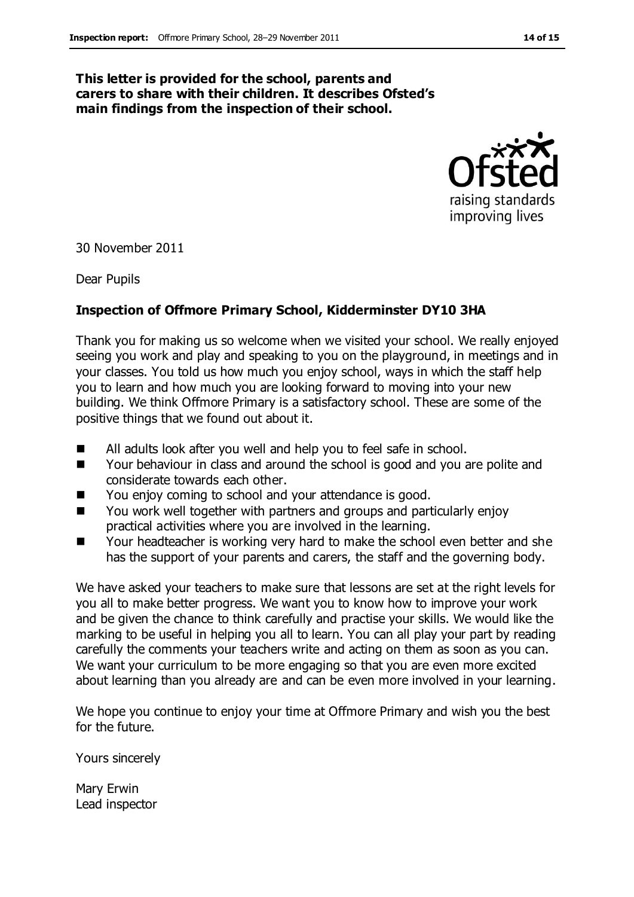**This letter is provided for the school, parents and carers to share with their children. It describes Ofsted's main findings from the inspection of their school.**

30 November 2011

Dear Pupils

**Inspection of Offmore Primary School, Kidderminster DY10 3HA**

Thank you for making us so welcome when we visited your school. We really enjoyed seeing you work and play and speaking to you on the playground, in meetings and in your classes. You told us how much you enjoy school, ways in which the staff help you to learn and how much you are looking forward to moving into your new building. We think Offmore Primary is a satisfactory school. These are some of the positive things that we found out about it.

- All adults look after you well and help you to feel safe in school.
- Your behaviour in class and around the school is good and you are polite and considerate towards each other.
- You enjoy coming to school and your attendance is good.
- You work well together with partners and groups and particularly enjoy practical activities where you are involved in the learning.
- Your headteacher is working very hard to make the school even better and she has the support of your parents and carers, the staff and the governing body.

We have asked your teachers to make sure that lessons are set at the right levels for you all to make better progress. We want you to know how to improve your work and be given the chance to think carefully and practise your skills. We would like the marking to be useful in helping you all to learn. You can all play your part by reading carefully the comments your teachers write and acting on them as soon as you can. We want your curriculum to be more engaging so that you are even more excited about learning than you already are and can be even more involved in your learning.

We hope you continue to enjoy your time at Offmore Primary and wish you the best for the future.

Yours sincerely

Mary Erwin
Lead inspector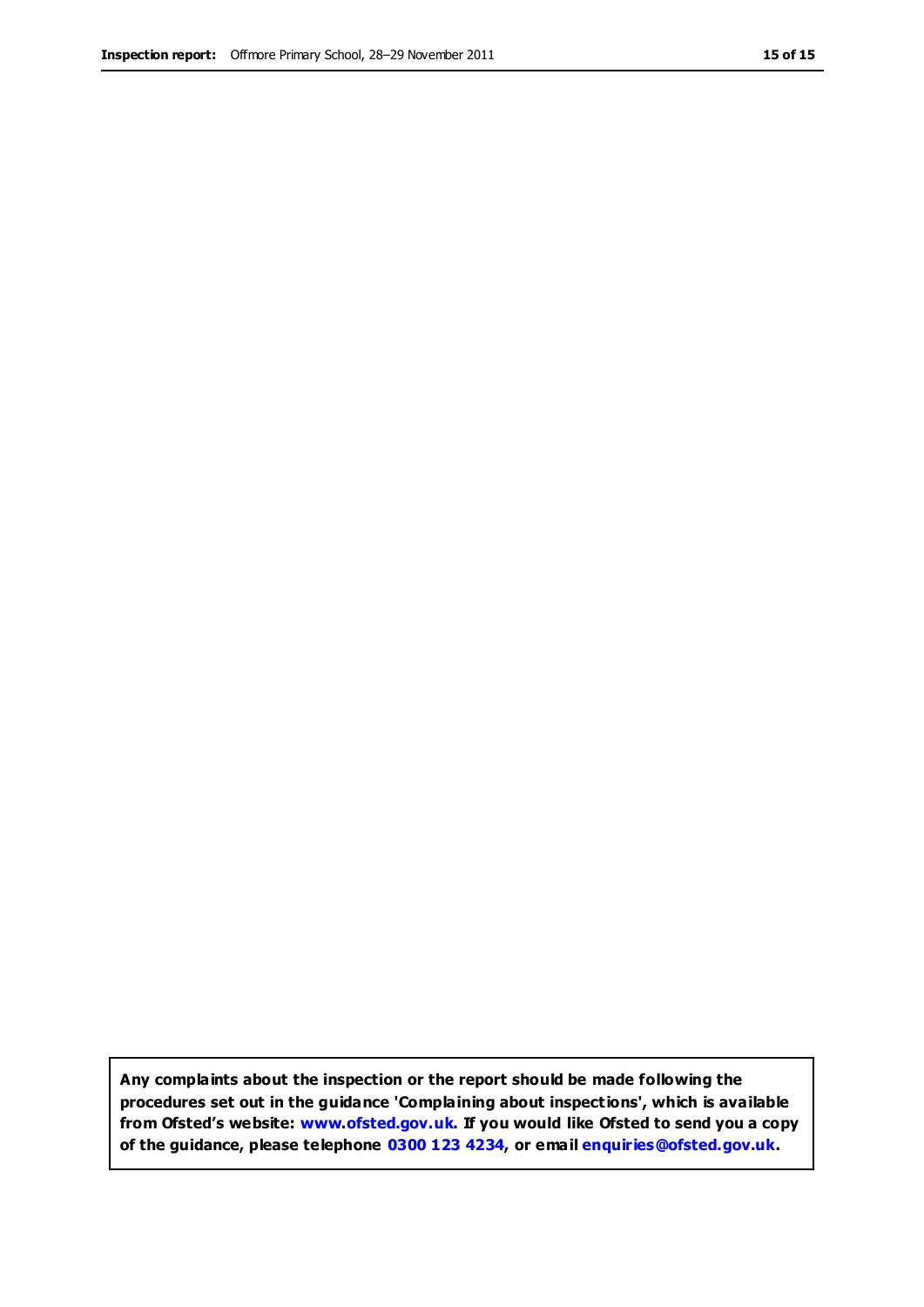**Any complaints about the inspection or the report should be made following the procedures set out in the guidance 'Complaining about inspections', which is available from Ofsted's website: www.ofsted.gov.uk. If you would like Ofsted to send you a copy of the guidance, please telephone 0300 123 4234, or email enquiries@ofsted.gov.uk.**